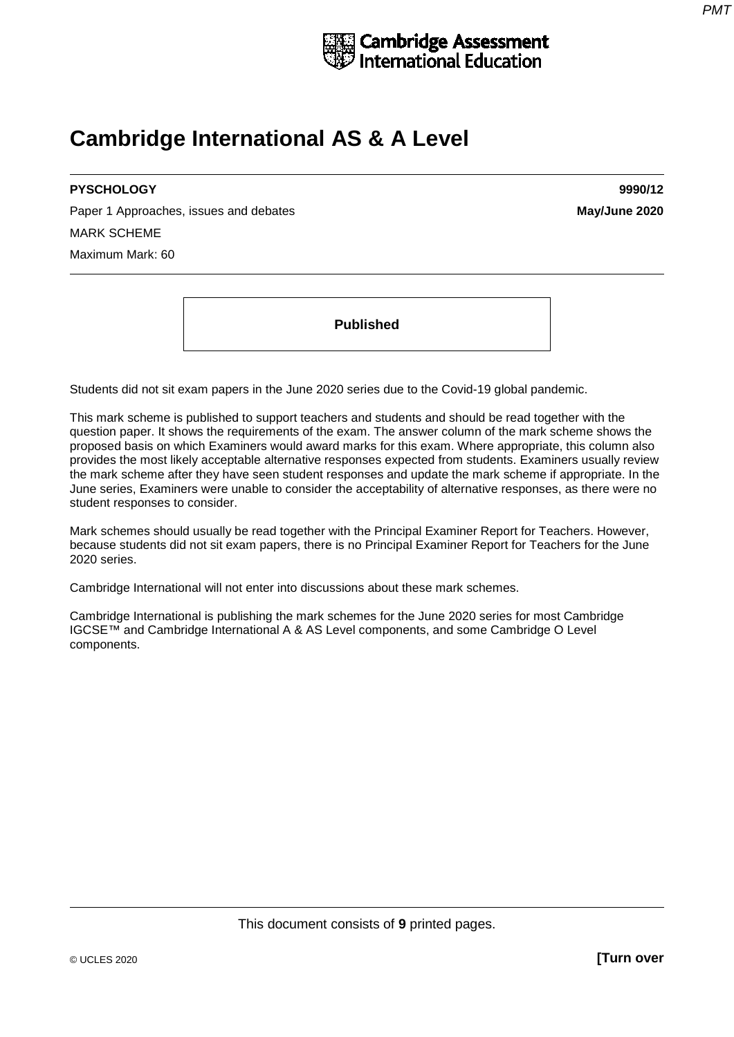Cambridge Assessment International Education

# Cambridge International AS & A Level

**PYSCHOLOGY** **9990/12**

Paper 1 Approaches, issues and debates **May/June 2020**

MARK SCHEME

Maximum Mark: 60

**Published**

Students did not sit exam papers in the June 2020 series due to the Covid-19 global pandemic.

This mark scheme is published to support teachers and students and should be read together with the question paper. It shows the requirements of the exam. The answer column of the mark scheme shows the proposed basis on which Examiners would award marks for this exam. Where appropriate, this column also provides the most likely acceptable alternative responses expected from students. Examiners usually review the mark scheme after they have seen student responses and update the mark scheme if appropriate. In the June series, Examiners were unable to consider the acceptability of alternative responses, as there were no student responses to consider.

Mark schemes should usually be read together with the Principal Examiner Report for Teachers. However, because students did not sit exam papers, there is no Principal Examiner Report for Teachers for the June 2020 series.

Cambridge International will not enter into discussions about these mark schemes.

Cambridge International is publishing the mark schemes for the June 2020 series for most Cambridge IGCSE™ and Cambridge International A & AS Level components, and some Cambridge O Level components.

This document consists of **9** printed pages.

© UCLES 2020 **[Turn over**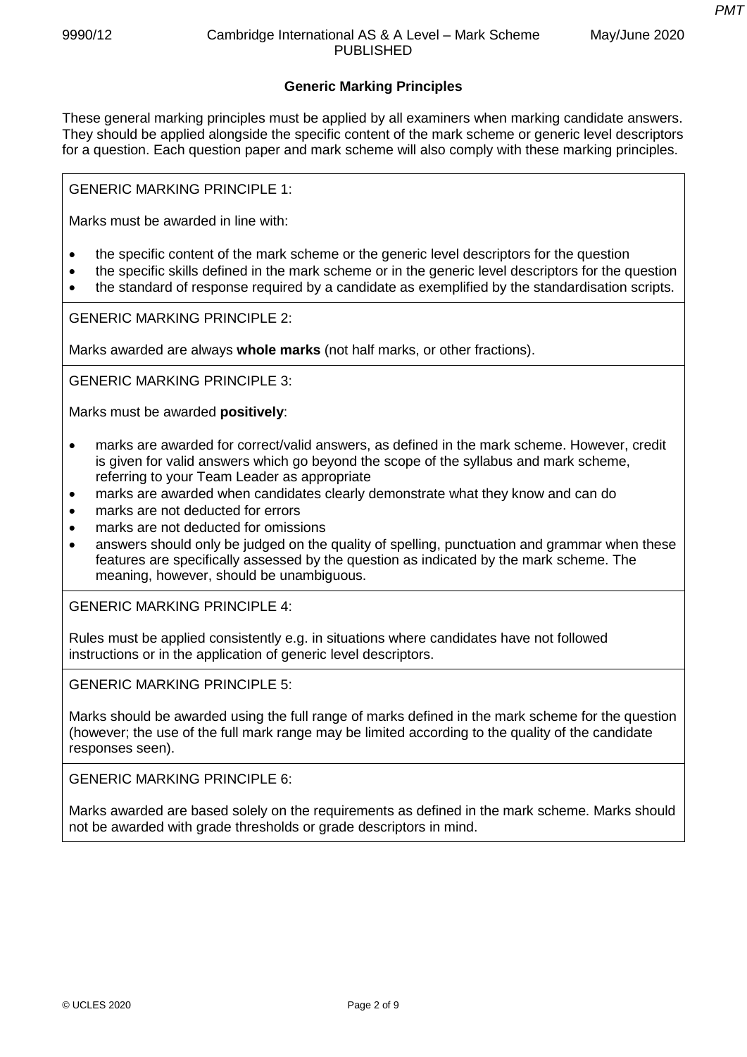## Generic Marking Principles

These general marking principles must be applied by all examiners when marking candidate answers. They should be applied alongside the specific content of the mark scheme or generic level descriptors for a question. Each question paper and mark scheme will also comply with these marking principles.

GENERIC MARKING PRINCIPLE 1:

Marks must be awarded in line with:

- the specific content of the mark scheme or the generic level descriptors for the question
- the specific skills defined in the mark scheme or in the generic level descriptors for the question
- the standard of response required by a candidate as exemplified by the standardisation scripts.

GENERIC MARKING PRINCIPLE 2:

Marks awarded are always **whole marks** (not half marks, or other fractions).

GENERIC MARKING PRINCIPLE 3:

Marks must be awarded **positively**:

- marks are awarded for correct/valid answers, as defined in the mark scheme. However, credit is given for valid answers which go beyond the scope of the syllabus and mark scheme, referring to your Team Leader as appropriate
- marks are awarded when candidates clearly demonstrate what they know and can do
- marks are not deducted for errors
- marks are not deducted for omissions
- answers should only be judged on the quality of spelling, punctuation and grammar when these features are specifically assessed by the question as indicated by the mark scheme. The meaning, however, should be unambiguous.

GENERIC MARKING PRINCIPLE 4:

Rules must be applied consistently e.g. in situations where candidates have not followed instructions or in the application of generic level descriptors.

GENERIC MARKING PRINCIPLE 5:

Marks should be awarded using the full range of marks defined in the mark scheme for the question (however; the use of the full mark range may be limited according to the quality of the candidate responses seen).

GENERIC MARKING PRINCIPLE 6:

Marks awarded are based solely on the requirements as defined in the mark scheme. Marks should not be awarded with grade thresholds or grade descriptors in mind.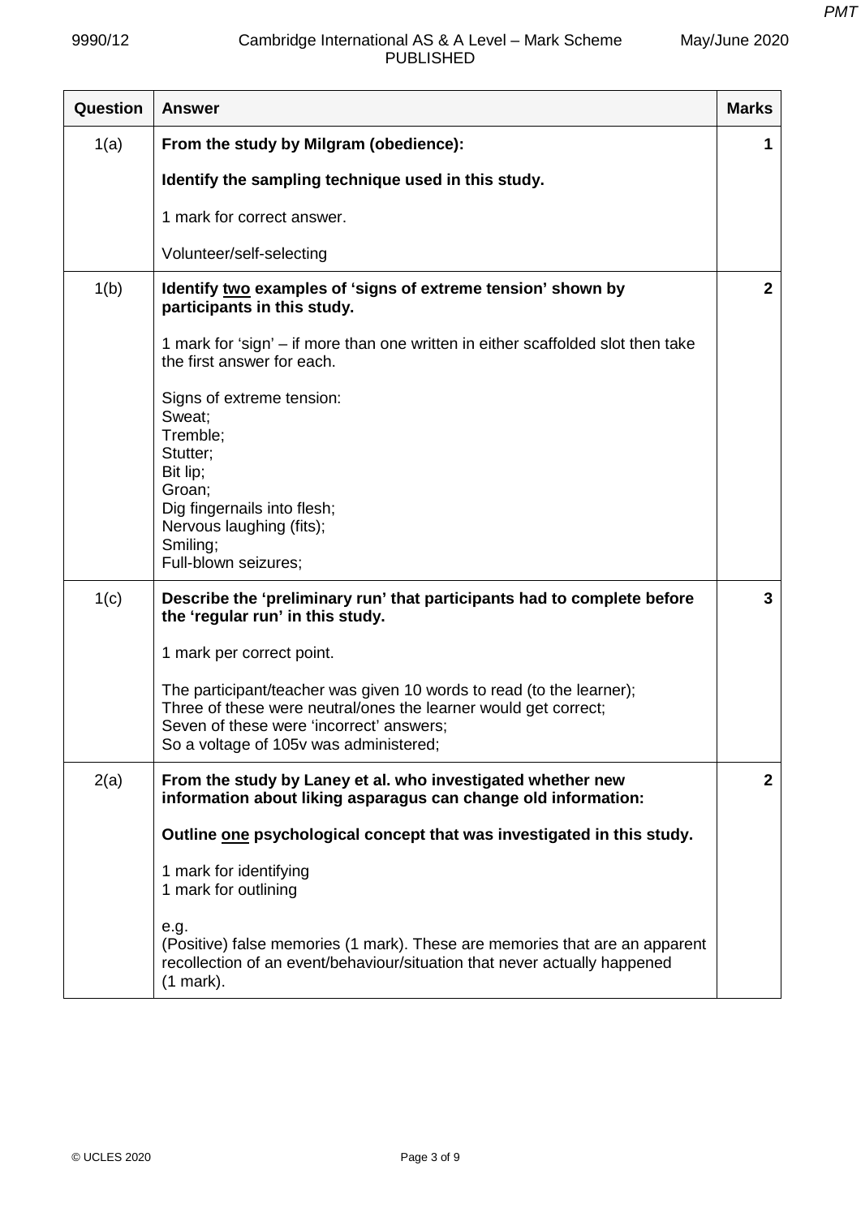| Question | Answer | Marks |
|---|---|---|
| 1(a) | **From the study by Milgram (obedience):**<br><br>**Identify the sampling technique used in this study.**<br><br>1 mark for correct answer.<br><br>Volunteer/self-selecting | 1 |
| 1(b) | **Identify two examples of 'signs of extreme tension' shown by participants in this study.**<br><br>1 mark for 'sign' – if more than one written in either scaffolded slot then take the first answer for each.<br><br>Signs of extreme tension:<br>Sweat;<br>Tremble;<br>Stutter;<br>Bit lip;<br>Groan;<br>Dig fingernails into flesh;<br>Nervous laughing (fits);<br>Smiling;<br>Full-blown seizures; | 2 |
| 1(c) | **Describe the 'preliminary run' that participants had to complete before the 'regular run' in this study.**<br><br>1 mark per correct point.<br><br>The participant/teacher was given 10 words to read (to the learner);<br>Three of these were neutral/ones the learner would get correct;<br>Seven of these were 'incorrect' answers;<br>So a voltage of 105v was administered; | 3 |
| 2(a) | **From the study by Laney et al. who investigated whether new information about liking asparagus can change old information:**<br><br>**Outline one psychological concept that was investigated in this study.**<br><br>1 mark for identifying<br>1 mark for outlining<br><br>e.g.<br>(Positive) false memories (1 mark). These are memories that are an apparent recollection of an event/behaviour/situation that never actually happened (1 mark). | 2 |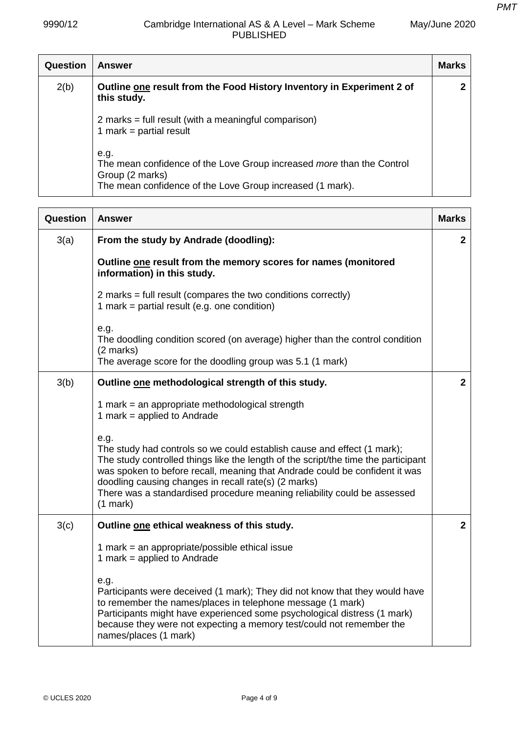| Question | Answer | Marks |
|---|---|---|
| 2(b) | **Outline one result from the Food History Inventory in Experiment 2 of this study.**<br><br>2 marks = full result (with a meaningful comparison)<br>1 mark = partial result<br><br>e.g.<br>The mean confidence of the Love Group increased *more* than the Control Group (2 marks)<br>The mean confidence of the Love Group increased (1 mark). | 2 |

| Question | Answer | Marks |
|---|---|---|
| 3(a) | **From the study by Andrade (doodling):**<br><br>**Outline one result from the memory scores for names (monitored information) in this study.**<br><br>2 marks = full result (compares the two conditions correctly)<br>1 mark = partial result (e.g. one condition)<br><br>e.g.<br>The doodling condition scored (on average) higher than the control condition (2 marks)<br>The average score for the doodling group was 5.1 (1 mark) | 2 |
| 3(b) | **Outline one methodological strength of this study.**<br><br>1 mark = an appropriate methodological strength<br>1 mark = applied to Andrade<br><br>e.g.<br>The study had controls so we could establish cause and effect (1 mark);<br>The study controlled things like the length of the script/the time the participant was spoken to before recall, meaning that Andrade could be confident it was doodling causing changes in recall rate(s) (2 marks)<br>There was a standardised procedure meaning reliability could be assessed (1 mark) | 2 |
| 3(c) | **Outline one ethical weakness of this study.**<br><br>1 mark = an appropriate/possible ethical issue<br>1 mark = applied to Andrade<br><br>e.g.<br>Participants were deceived (1 mark); They did not know that they would have to remember the names/places in telephone message (1 mark)<br>Participants might have experienced some psychological distress (1 mark) because they were not expecting a memory test/could not remember the names/places (1 mark) | 2 |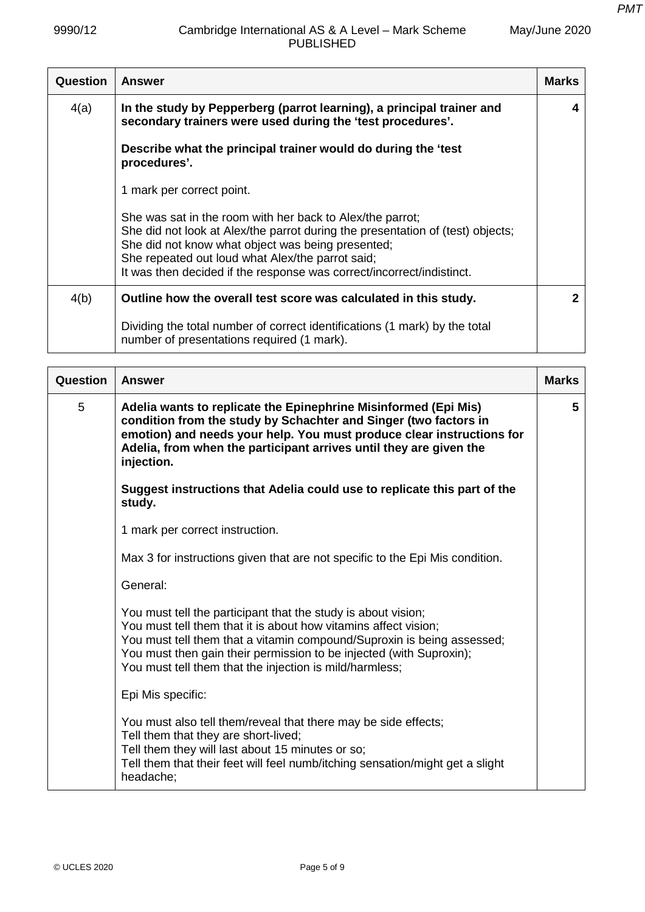| Question | Answer | Marks |
|---|---|---|
| 4(a) | **In the study by Pepperberg (parrot learning), a principal trainer and secondary trainers were used during the 'test procedures'.**<br><br>**Describe what the principal trainer would do during the 'test procedures'.**<br><br>1 mark per correct point.<br><br>She was sat in the room with her back to Alex/the parrot;<br>She did not look at Alex/the parrot during the presentation of (test) objects;<br>She did not know what object was being presented;<br>She repeated out loud what Alex/the parrot said;<br>It was then decided if the response was correct/incorrect/indistinct. | **4** |
| 4(b) | **Outline how the overall test score was calculated in this study.**<br><br>Dividing the total number of correct identifications (1 mark) by the total number of presentations required (1 mark). | **2** |

| Question | Answer | Marks |
|---|---|---|
| 5 | **Adelia wants to replicate the Epinephrine Misinformed (Epi Mis) condition from the study by Schachter and Singer (two factors in emotion) and needs your help. You must produce clear instructions for Adelia, from when the participant arrives until they are given the injection.**<br><br>**Suggest instructions that Adelia could use to replicate this part of the study.**<br><br>1 mark per correct instruction.<br><br>Max 3 for instructions given that are not specific to the Epi Mis condition.<br><br>General:<br><br>You must tell the participant that the study is about vision;<br>You must tell them that it is about how vitamins affect vision;<br>You must tell them that a vitamin compound/Suproxin is being assessed;<br>You must then gain their permission to be injected (with Suproxin);<br>You must tell them that the injection is mild/harmless;<br><br>Epi Mis specific:<br><br>You must also tell them/reveal that there may be side effects;<br>Tell them that they are short-lived;<br>Tell them they will last about 15 minutes or so;<br>Tell them that their feet will feel numb/itching sensation/might get a slight headache; | **5** |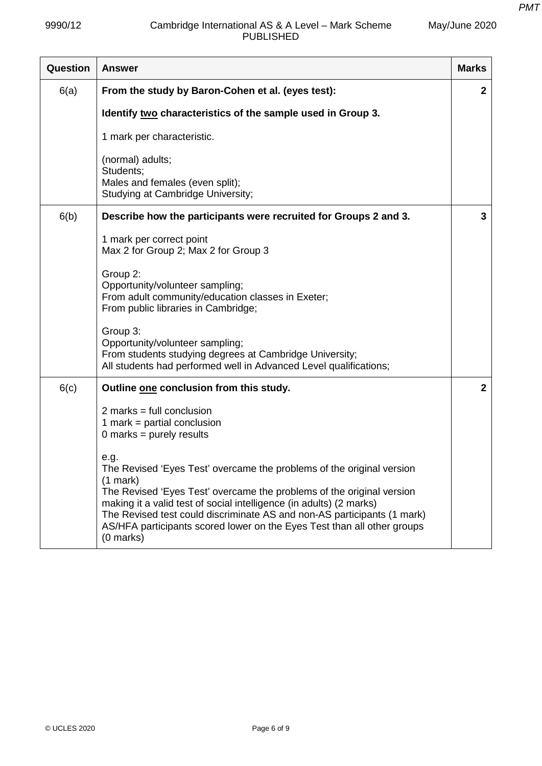| Question | Answer | Marks |
|---|---|---|
| 6(a) | **From the study by Baron-Cohen et al. (eyes test):**<br><br>**Identify two characteristics of the sample used in Group 3.**<br><br>1 mark per characteristic.<br><br>(normal) adults;<br>Students;<br>Males and females (even split);<br>Studying at Cambridge University; | **2** |
| 6(b) | **Describe how the participants were recruited for Groups 2 and 3.**<br><br>1 mark per correct point<br>Max 2 for Group 2; Max 2 for Group 3<br><br>Group 2:<br>Opportunity/volunteer sampling;<br>From adult community/education classes in Exeter;<br>From public libraries in Cambridge;<br><br>Group 3:<br>Opportunity/volunteer sampling;<br>From students studying degrees at Cambridge University;<br>All students had performed well in Advanced Level qualifications; | **3** |
| 6(c) | **Outline one conclusion from this study.**<br><br>2 marks = full conclusion<br>1 mark = partial conclusion<br>0 marks = purely results<br><br>e.g.<br>The Revised 'Eyes Test' overcame the problems of the original version (1 mark)<br>The Revised 'Eyes Test' overcame the problems of the original version making it a valid test of social intelligence (in adults) (2 marks)<br>The Revised test could discriminate AS and non-AS participants (1 mark)<br>AS/HFA participants scored lower on the Eyes Test than all other groups (0 marks) | **2** |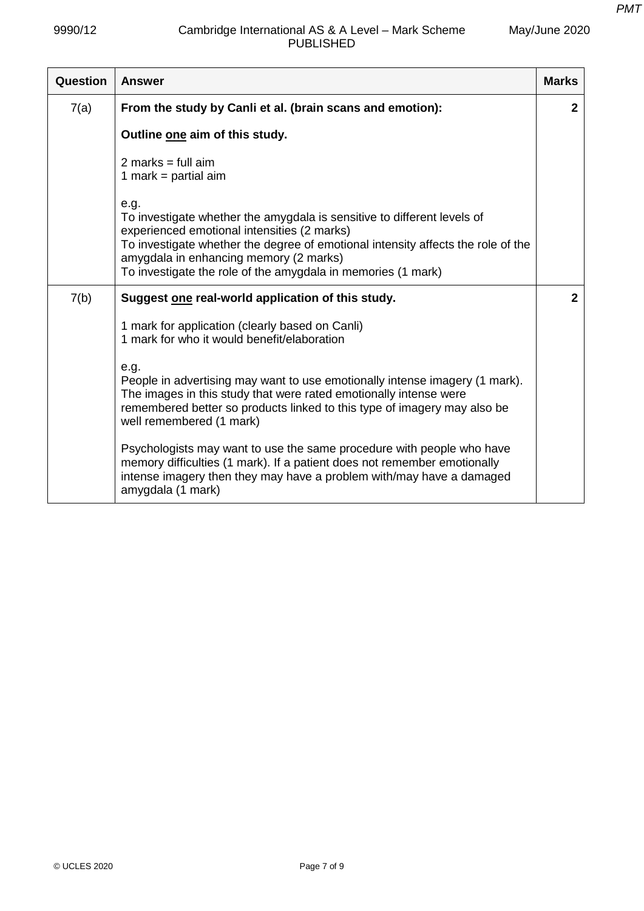| Question | Answer | Marks |
|---|---|---|
| 7(a) | **From the study by Canli et al. (brain scans and emotion):**<br><br>**Outline one aim of this study.**<br><br>2 marks = full aim<br>1 mark = partial aim<br><br>e.g.<br>To investigate whether the amygdala is sensitive to different levels of experienced emotional intensities (2 marks)<br>To investigate whether the degree of emotional intensity affects the role of the amygdala in enhancing memory (2 marks)<br>To investigate the role of the amygdala in memories (1 mark) | 2 |
| 7(b) | **Suggest one real-world application of this study.**<br><br>1 mark for application (clearly based on Canli)<br>1 mark for who it would benefit/elaboration<br><br>e.g.<br>People in advertising may want to use emotionally intense imagery (1 mark). The images in this study that were rated emotionally intense were remembered better so products linked to this type of imagery may also be well remembered (1 mark)<br><br>Psychologists may want to use the same procedure with people who have memory difficulties (1 mark). If a patient does not remember emotionally intense imagery then they may have a problem with/may have a damaged amygdala (1 mark) | 2 |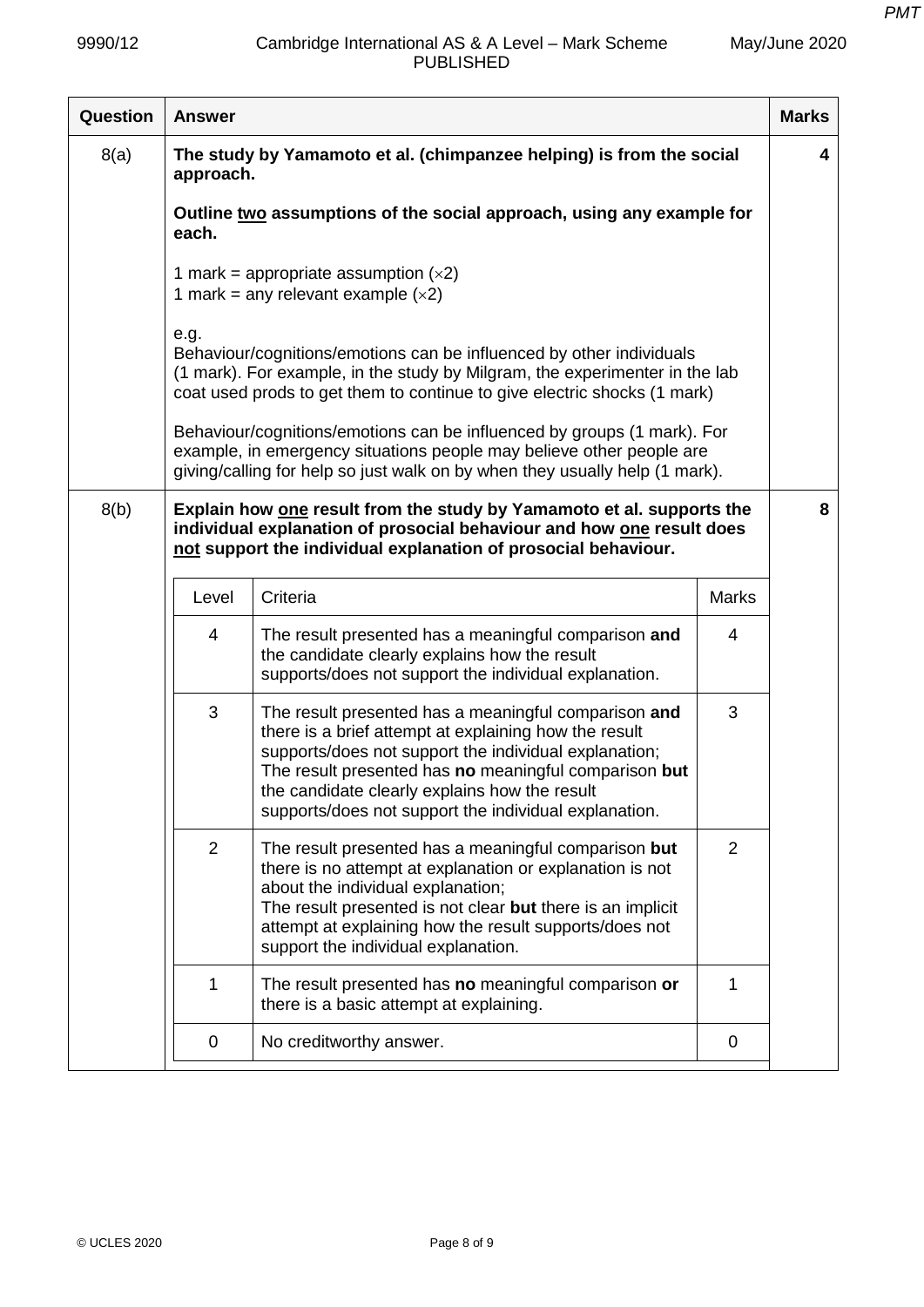| Question | Answer | Marks |
|---|---|---|
| 8(a) | **The study by Yamamoto et al. (chimpanzee helping) is from the social approach.**<br><br>**Outline two assumptions of the social approach, using any example for each.**<br><br>1 mark = appropriate assumption (×2)<br>1 mark = any relevant example (×2)<br><br>e.g.<br>Behaviour/cognitions/emotions can be influenced by other individuals (1 mark). For example, in the study by Milgram, the experimenter in the lab coat used prods to get them to continue to give electric shocks (1 mark)<br><br>Behaviour/cognitions/emotions can be influenced by groups (1 mark). For example, in emergency situations people may believe other people are giving/calling for help so just walk on by when they usually help (1 mark). | 4 |
| 8(b) | **Explain how one result from the study by Yamamoto et al. supports the individual explanation of prosocial behaviour and how one result does not support the individual explanation of prosocial behaviour.** | 8 |

| Level | Criteria | Marks |
|---|---|---|
| 4 | The result presented has a meaningful comparison **and** the candidate clearly explains how the result supports/does not support the individual explanation. | 4 |
| 3 | The result presented has a meaningful comparison **and** there is a brief attempt at explaining how the result supports/does not support the individual explanation;<br>The result presented has **no** meaningful comparison **but** the candidate clearly explains how the result supports/does not support the individual explanation. | 3 |
| 2 | The result presented has a meaningful comparison **but** there is no attempt at explanation or explanation is not about the individual explanation;<br>The result presented is not clear **but** there is an implicit attempt at explaining how the result supports/does not support the individual explanation. | 2 |
| 1 | The result presented has **no** meaningful comparison **or** there is a basic attempt at explaining. | 1 |
| 0 | No creditworthy answer. | 0 |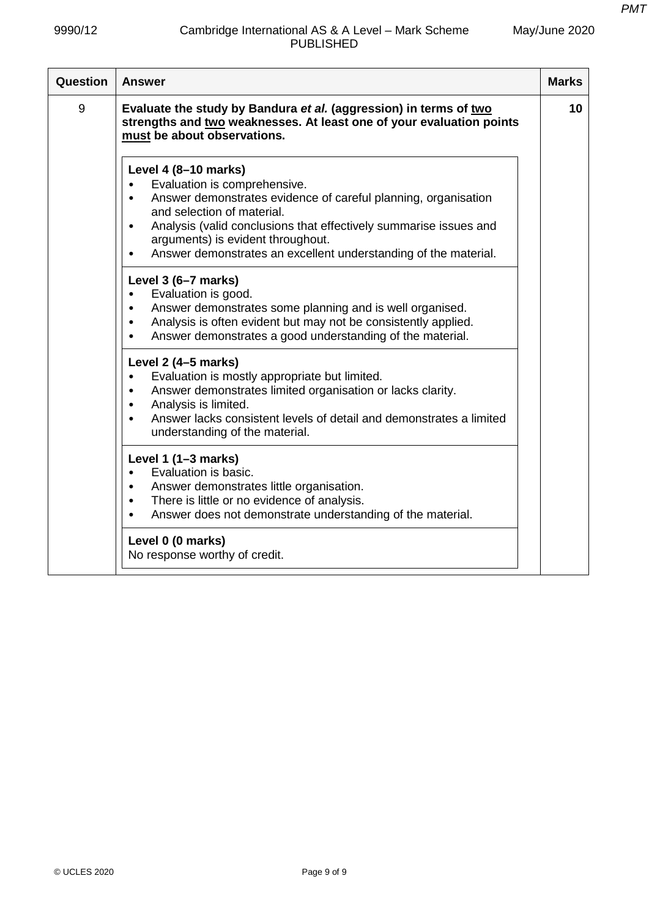| Question | Answer | Marks |
| --- | --- | --- |
| 9 | **Evaluate the study by Bandura *et al.* (aggression) in terms of <u>two</u> strengths and <u>two</u> weaknesses. At least one of your evaluation points <u>must</u> be about observations.**<br><br>**Level 4 (8–10 marks)**<br>• Evaluation is comprehensive.<br>• Answer demonstrates evidence of careful planning, organisation and selection of material.<br>• Analysis (valid conclusions that effectively summarise issues and arguments) is evident throughout.<br>• Answer demonstrates an excellent understanding of the material.<br><br>**Level 3 (6–7 marks)**<br>• Evaluation is good.<br>• Answer demonstrates some planning and is well organised.<br>• Analysis is often evident but may not be consistently applied.<br>• Answer demonstrates a good understanding of the material.<br><br>**Level 2 (4–5 marks)**<br>• Evaluation is mostly appropriate but limited.<br>• Answer demonstrates limited organisation or lacks clarity.<br>• Analysis is limited.<br>• Answer lacks consistent levels of detail and demonstrates a limited understanding of the material.<br><br>**Level 1 (1–3 marks)**<br>• Evaluation is basic.<br>• Answer demonstrates little organisation.<br>• There is little or no evidence of analysis.<br>• Answer does not demonstrate understanding of the material.<br><br>**Level 0 (0 marks)**<br>No response worthy of credit. | 10 |